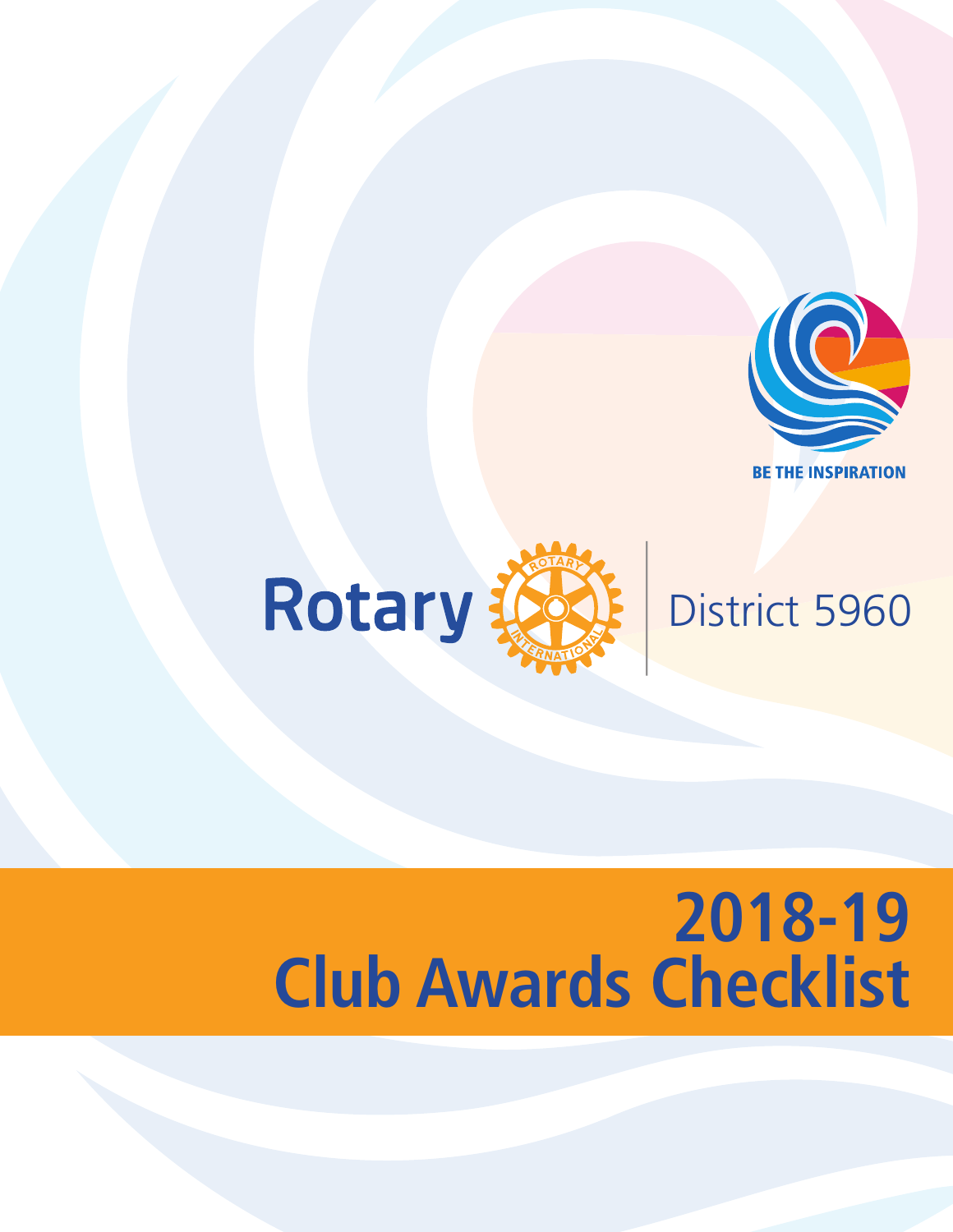BE THE INSPIRATION

Rotary | District 5960

# 2018-19
# Club Awards Checklist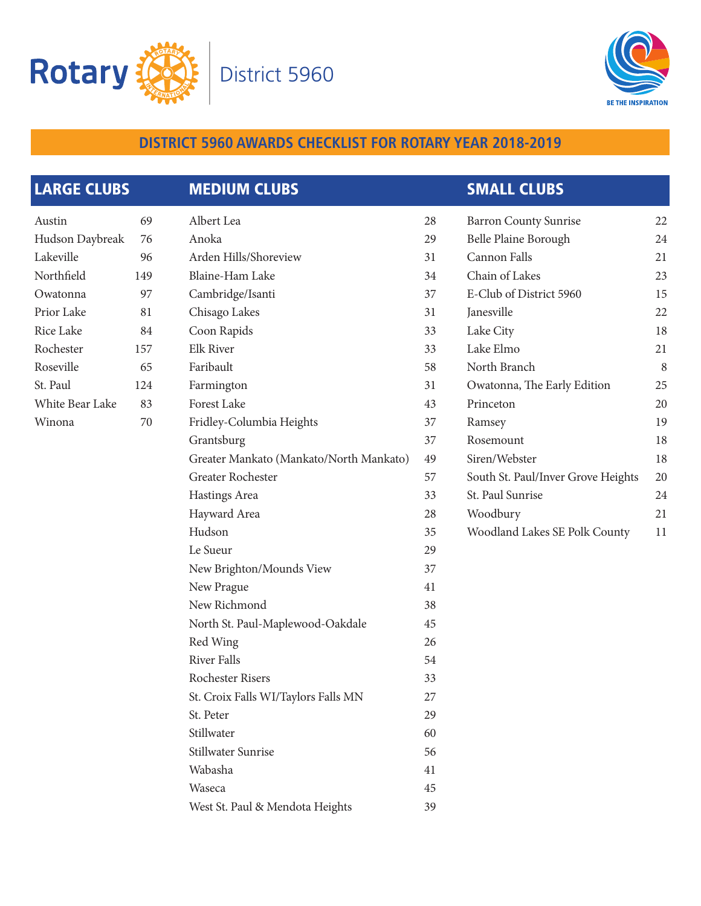Rotary District 5960

BE THE INSPIRATION

## DISTRICT 5960 AWARDS CHECKLIST FOR ROTARY YEAR 2018-2019

### LARGE CLUBS

| Club | |
|---|---|
| Austin | 69 |
| Hudson Daybreak | 76 |
| Lakeville | 96 |
| Northfield | 149 |
| Owatonna | 97 |
| Prior Lake | 81 |
| Rice Lake | 84 |
| Rochester | 157 |
| Roseville | 65 |
| St. Paul | 124 |
| White Bear Lake | 83 |
| Winona | 70 |

### MEDIUM CLUBS

| Club | |
|---|---|
| Albert Lea | 28 |
| Anoka | 29 |
| Arden Hills/Shoreview | 31 |
| Blaine-Ham Lake | 34 |
| Cambridge/Isanti | 37 |
| Chisago Lakes | 31 |
| Coon Rapids | 33 |
| Elk River | 33 |
| Faribault | 58 |
| Farmington | 31 |
| Forest Lake | 43 |
| Fridley-Columbia Heights | 37 |
| Grantsburg | 37 |
| Greater Mankato (Mankato/North Mankato) | 49 |
| Greater Rochester | 57 |
| Hastings Area | 33 |
| Hayward Area | 28 |
| Hudson | 35 |
| Le Sueur | 29 |
| New Brighton/Mounds View | 37 |
| New Prague | 41 |
| New Richmond | 38 |
| North St. Paul-Maplewood-Oakdale | 45 |
| Red Wing | 26 |
| River Falls | 54 |
| Rochester Risers | 33 |
| St. Croix Falls WI/Taylors Falls MN | 27 |
| St. Peter | 29 |
| Stillwater | 60 |
| Stillwater Sunrise | 56 |
| Wabasha | 41 |
| Waseca | 45 |
| West St. Paul & Mendota Heights | 39 |

### SMALL CLUBS

| Club | |
|---|---|
| Barron County Sunrise | 22 |
| Belle Plaine Borough | 24 |
| Cannon Falls | 21 |
| Chain of Lakes | 23 |
| E-Club of District 5960 | 15 |
| Janesville | 22 |
| Lake City | 18 |
| Lake Elmo | 21 |
| North Branch | 8 |
| Owatonna, The Early Edition | 25 |
| Princeton | 20 |
| Ramsey | 19 |
| Rosemount | 18 |
| Siren/Webster | 18 |
| South St. Paul/Inver Grove Heights | 20 |
| St. Paul Sunrise | 24 |
| Woodbury | 21 |
| Woodland Lakes SE Polk County | 11 |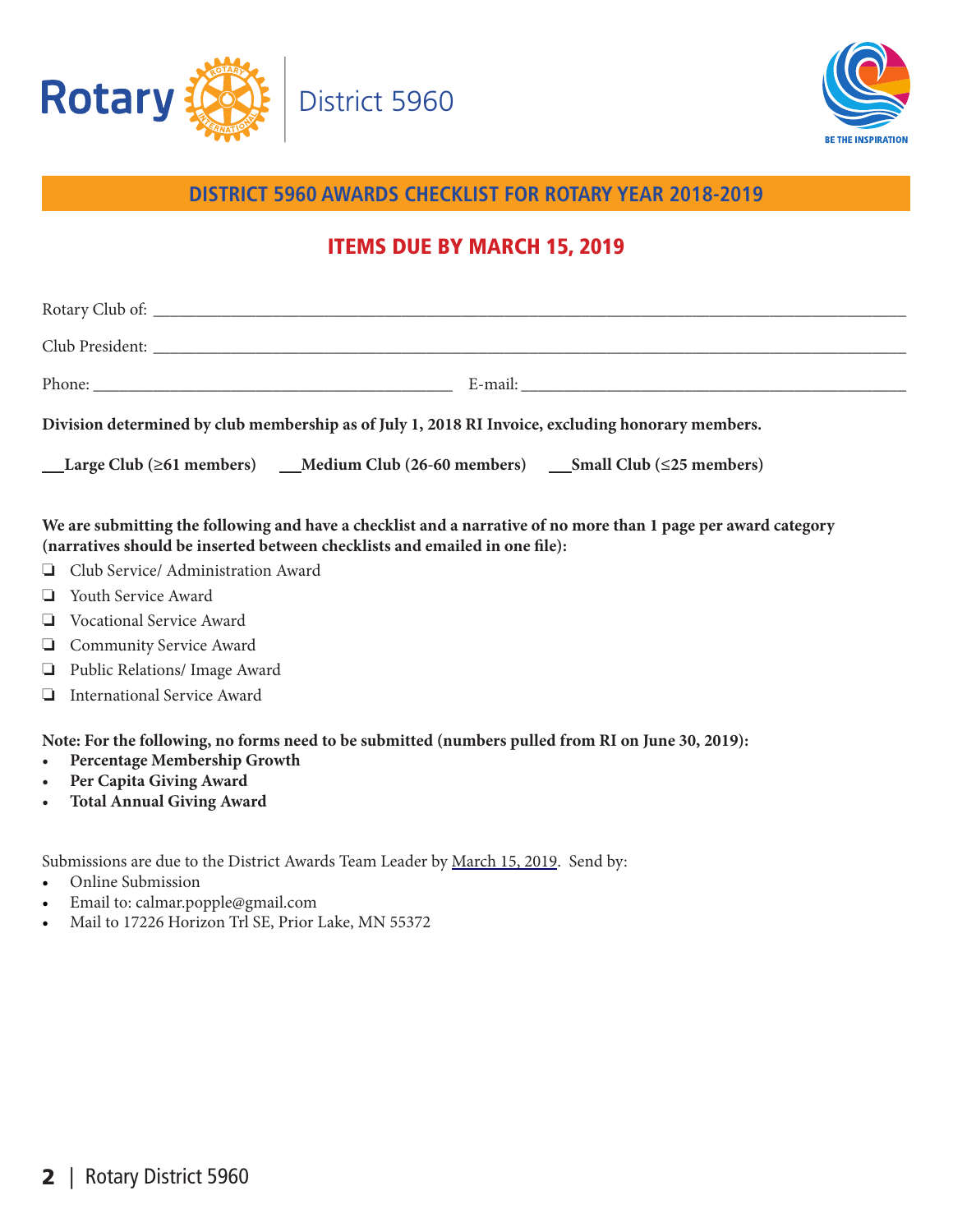Rotary District 5960

BE THE INSPIRATION

## DISTRICT 5960 AWARDS CHECKLIST FOR ROTARY YEAR 2018-2019

### ITEMS DUE BY MARCH 15, 2019

Rotary Club of: ______________________________________________________________________

Club President: ______________________________________________________________________

Phone: ________________________________ E-mail: ________________________________

**Division determined by club membership as of July 1, 2018 RI Invoice, excluding honorary members.**

**___Large Club (≥61 members)   ___Medium Club (26-60 members)   ___Small Club (≤25 members)**

**We are submitting the following and have a checklist and a narrative of no more than 1 page per award category (narratives should be inserted between checklists and emailed in one file):**

- ❏ Club Service/ Administration Award
- ❏ Youth Service Award
- ❏ Vocational Service Award
- ❏ Community Service Award
- ❏ Public Relations/ Image Award
- ❏ International Service Award

**Note: For the following, no forms need to be submitted (numbers pulled from RI on June 30, 2019):**

- **Percentage Membership Growth**
- **Per Capita Giving Award**
- **Total Annual Giving Award**

Submissions are due to the District Awards Team Leader by March 15, 2019. Send by:

- Online Submission
- Email to: calmar.popple@gmail.com
- Mail to 17226 Horizon Trl SE, Prior Lake, MN 55372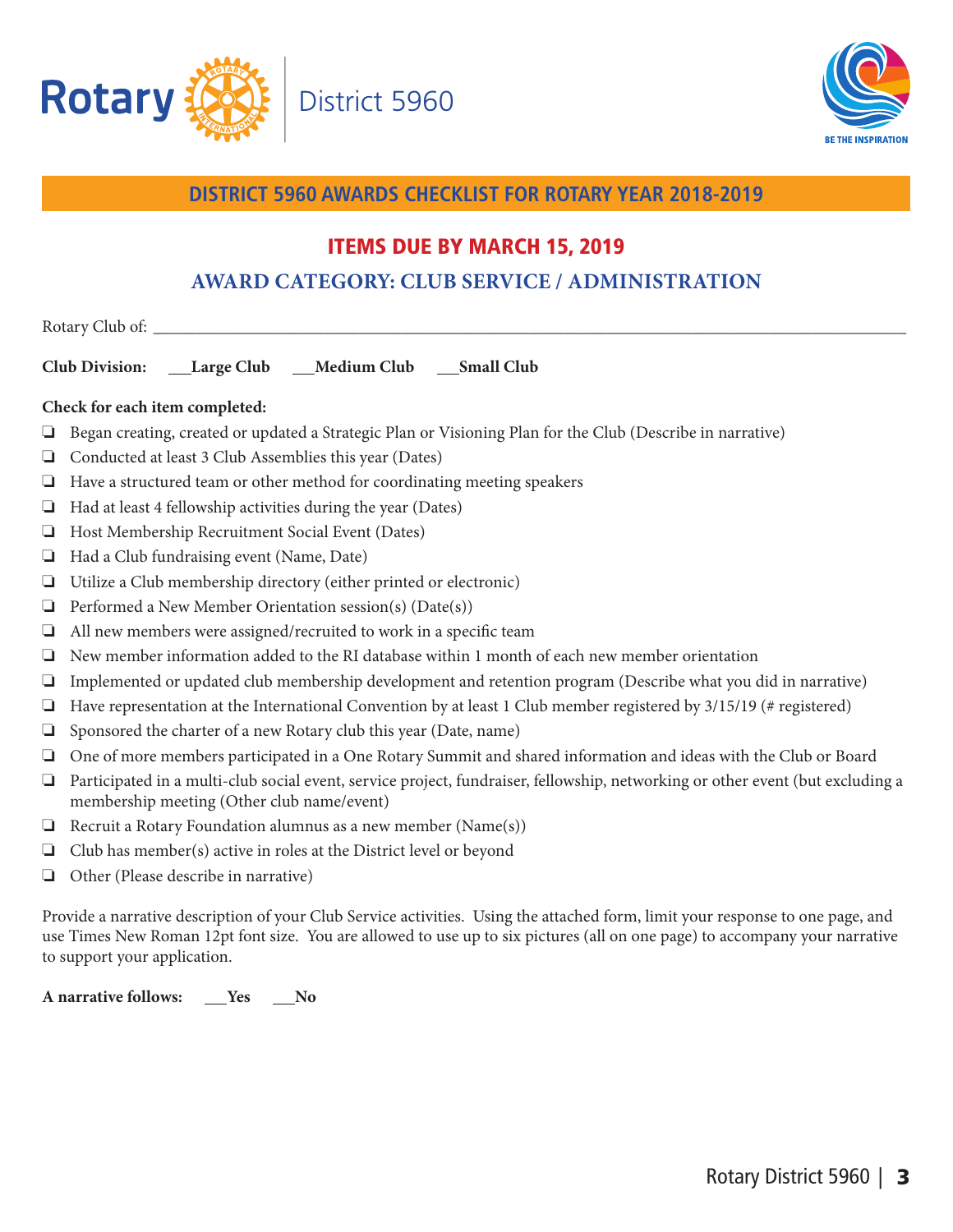Rotary District 5960

BE THE INSPIRATION

# DISTRICT 5960 AWARDS CHECKLIST FOR ROTARY YEAR 2018-2019

## ITEMS DUE BY MARCH 15, 2019

## AWARD CATEGORY: CLUB SERVICE / ADMINISTRATION

Rotary Club of: ________________________________________________________________________________

**Club Division:** **___Large Club** **___Medium Club** **___Small Club**

**Check for each item completed:**

- ❏ Began creating, created or updated a Strategic Plan or Visioning Plan for the Club (Describe in narrative)
- ❏ Conducted at least 3 Club Assemblies this year (Dates)
- ❏ Have a structured team or other method for coordinating meeting speakers
- ❏ Had at least 4 fellowship activities during the year (Dates)
- ❏ Host Membership Recruitment Social Event (Dates)
- ❏ Had a Club fundraising event (Name, Date)
- ❏ Utilize a Club membership directory (either printed or electronic)
- ❏ Performed a New Member Orientation session(s) (Date(s))
- ❏ All new members were assigned/recruited to work in a specific team
- ❏ New member information added to the RI database within 1 month of each new member orientation
- ❏ Implemented or updated club membership development and retention program (Describe what you did in narrative)
- ❏ Have representation at the International Convention by at least 1 Club member registered by 3/15/19 (# registered)
- ❏ Sponsored the charter of a new Rotary club this year (Date, name)
- ❏ One of more members participated in a One Rotary Summit and shared information and ideas with the Club or Board
- ❏ Participated in a multi-club social event, service project, fundraiser, fellowship, networking or other event (but excluding a membership meeting (Other club name/event)
- ❏ Recruit a Rotary Foundation alumnus as a new member (Name(s))
- ❏ Club has member(s) active in roles at the District level or beyond
- ❏ Other (Please describe in narrative)

Provide a narrative description of your Club Service activities. Using the attached form, limit your response to one page, and use Times New Roman 12pt font size. You are allowed to use up to six pictures (all on one page) to accompany your narrative to support your application.

**A narrative follows:** **___Yes** **___No**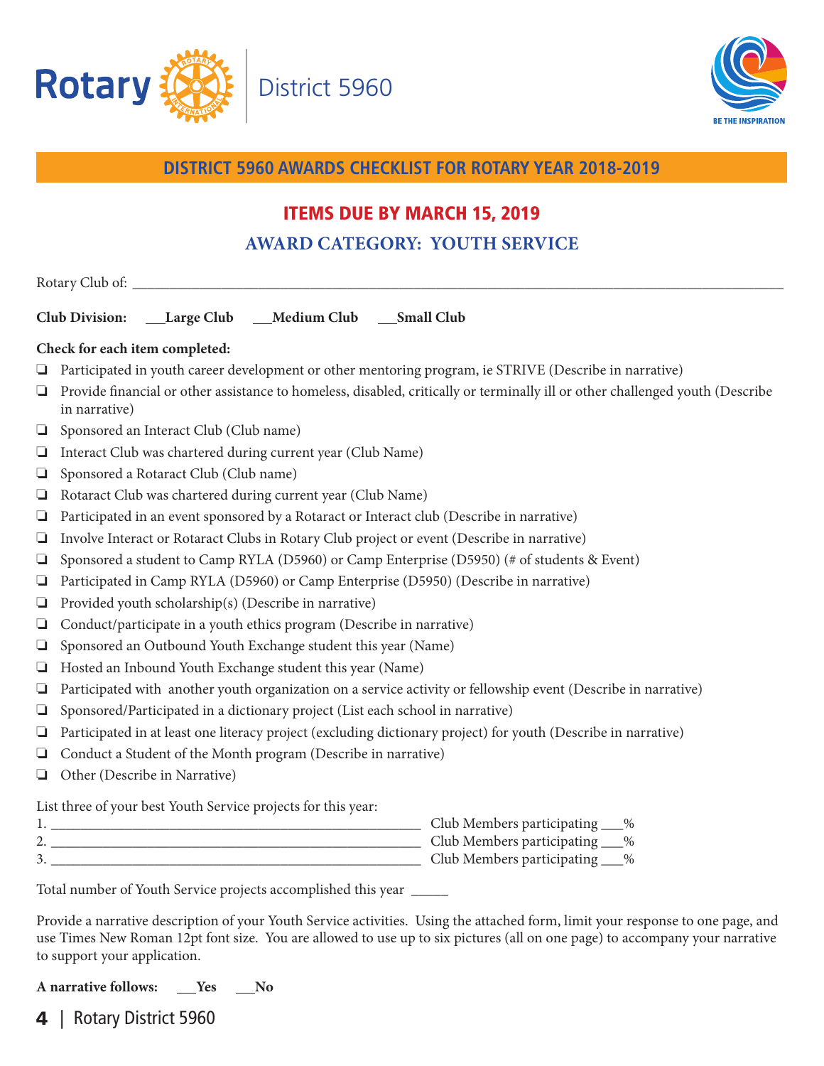Rotary District 5960

BE THE INSPIRATION

## DISTRICT 5960 AWARDS CHECKLIST FOR ROTARY YEAR 2018-2019

### ITEMS DUE BY MARCH 15, 2019

### AWARD CATEGORY: YOUTH SERVICE

Rotary Club of: ______________________________________________________________________________

**Club Division:** **___Large Club** **___Medium Club** **___Small Club**

**Check for each item completed:**

- ❑ Participated in youth career development or other mentoring program, ie STRIVE (Describe in narrative)
- ❑ Provide financial or other assistance to homeless, disabled, critically or terminally ill or other challenged youth (Describe in narrative)
- ❑ Sponsored an Interact Club (Club name)
- ❑ Interact Club was chartered during current year (Club Name)
- ❑ Sponsored a Rotaract Club (Club name)
- ❑ Rotaract Club was chartered during current year (Club Name)
- ❑ Participated in an event sponsored by a Rotaract or Interact club (Describe in narrative)
- ❑ Involve Interact or Rotaract Clubs in Rotary Club project or event (Describe in narrative)
- ❑ Sponsored a student to Camp RYLA (D5960) or Camp Enterprise (D5950) (# of students & Event)
- ❑ Participated in Camp RYLA (D5960) or Camp Enterprise (D5950) (Describe in narrative)
- ❑ Provided youth scholarship(s) (Describe in narrative)
- ❑ Conduct/participate in a youth ethics program (Describe in narrative)
- ❑ Sponsored an Outbound Youth Exchange student this year (Name)
- ❑ Hosted an Inbound Youth Exchange student this year (Name)
- ❑ Participated with another youth organization on a service activity or fellowship event (Describe in narrative)
- ❑ Sponsored/Participated in a dictionary project (List each school in narrative)
- ❑ Participated in at least one literacy project (excluding dictionary project) for youth (Describe in narrative)
- ❑ Conduct a Student of the Month program (Describe in narrative)
- ❑ Other (Describe in Narrative)

List three of your best Youth Service projects for this year:

1. _____________________________________________ Club Members participating ___%
2. _____________________________________________ Club Members participating ___%
3. _____________________________________________ Club Members participating ___%

Total number of Youth Service projects accomplished this year _____

Provide a narrative description of your Youth Service activities. Using the attached form, limit your response to one page, and use Times New Roman 12pt font size. You are allowed to use up to six pictures (all on one page) to accompany your narrative to support your application.

**A narrative follows:** **___Yes** **___No**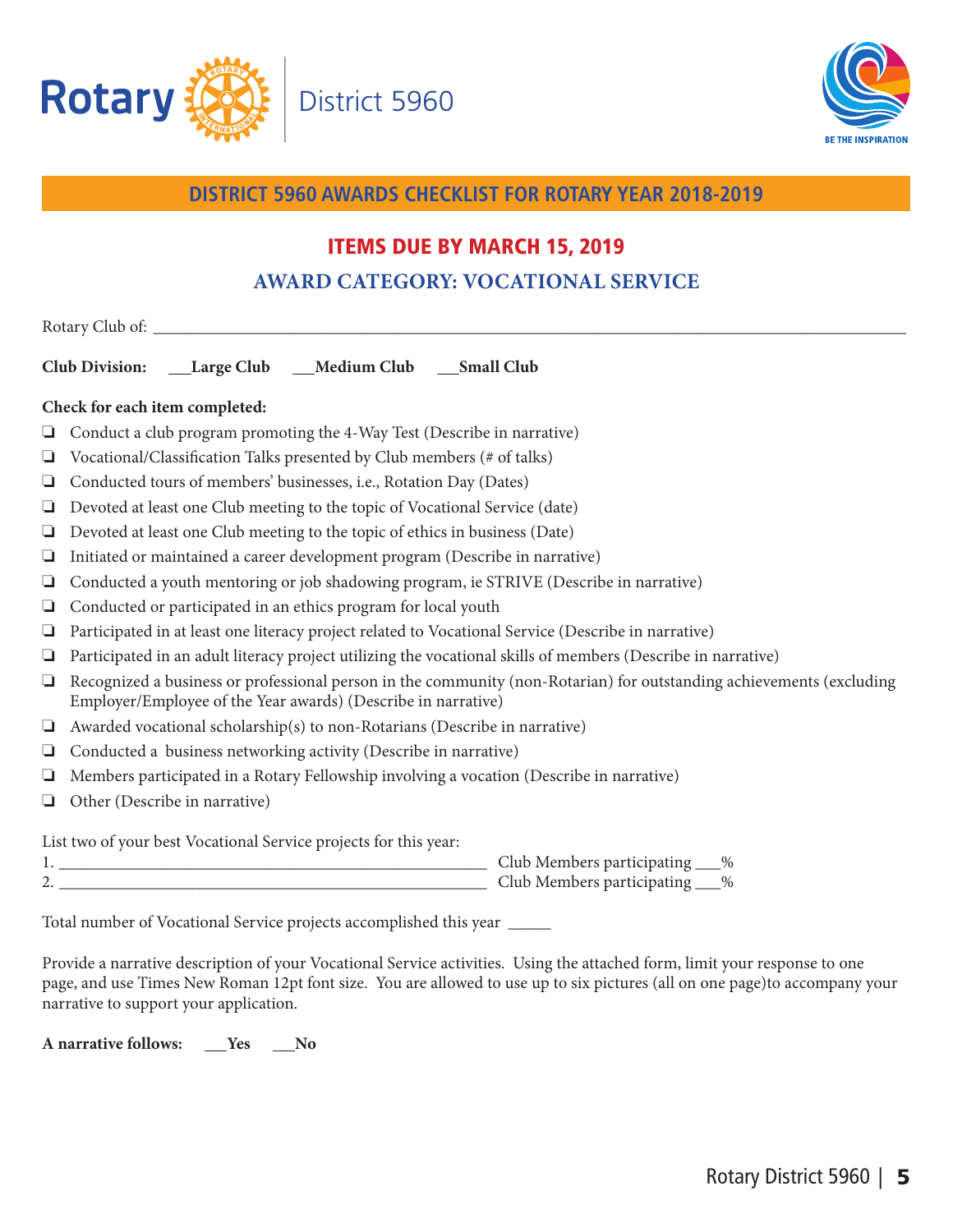Rotary District 5960

BE THE INSPIRATION

## DISTRICT 5960 AWARDS CHECKLIST FOR ROTARY YEAR 2018-2019

### ITEMS DUE BY MARCH 15, 2019

### AWARD CATEGORY: VOCATIONAL SERVICE

Rotary Club of: ______________________________________________________________________________

**Club Division: ___Large Club ___Medium Club ___Small Club**

**Check for each item completed:**

- ❑ Conduct a club program promoting the 4-Way Test (Describe in narrative)
- ❑ Vocational/Classification Talks presented by Club members (# of talks)
- ❑ Conducted tours of members' businesses, i.e., Rotation Day (Dates)
- ❑ Devoted at least one Club meeting to the topic of Vocational Service (date)
- ❑ Devoted at least one Club meeting to the topic of ethics in business (Date)
- ❑ Initiated or maintained a career development program (Describe in narrative)
- ❑ Conducted a youth mentoring or job shadowing program, ie STRIVE (Describe in narrative)
- ❑ Conducted or participated in an ethics program for local youth
- ❑ Participated in at least one literacy project related to Vocational Service (Describe in narrative)
- ❑ Participated in an adult literacy project utilizing the vocational skills of members (Describe in narrative)
- ❑ Recognized a business or professional person in the community (non-Rotarian) for outstanding achievements (excluding Employer/Employee of the Year awards) (Describe in narrative)
- ❑ Awarded vocational scholarship(s) to non-Rotarians (Describe in narrative)
- ❑ Conducted a business networking activity (Describe in narrative)
- ❑ Members participated in a Rotary Fellowship involving a vocation (Describe in narrative)
- ❑ Other (Describe in narrative)

List two of your best Vocational Service projects for this year:

1. ____________________________________________________ Club Members participating ___%
2. ____________________________________________________ Club Members participating ___%

Total number of Vocational Service projects accomplished this year _____

Provide a narrative description of your Vocational Service activities. Using the attached form, limit your response to one page, and use Times New Roman 12pt font size. You are allowed to use up to six pictures (all on one page)to accompany your narrative to support your application.

**A narrative follows: ___Yes ___No**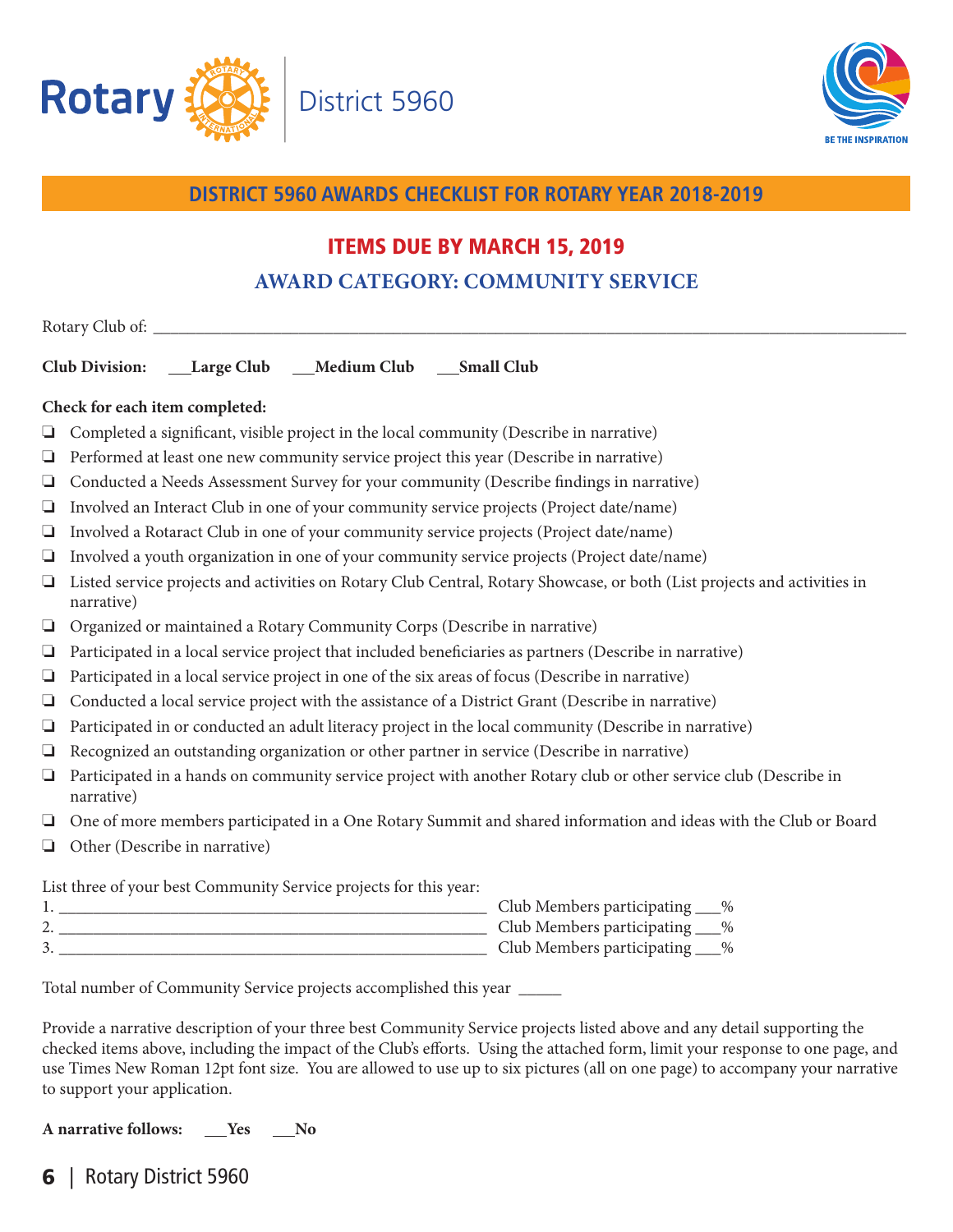Rotary District 5960

BE THE INSPIRATION

## DISTRICT 5960 AWARDS CHECKLIST FOR ROTARY YEAR 2018-2019

## ITEMS DUE BY MARCH 15, 2019

### AWARD CATEGORY: COMMUNITY SERVICE

Rotary Club of: ______________________________________________________________________________

**Club Division:** **\_\_\_Large Club** **\_\_\_Medium Club** **\_\_\_Small Club**

**Check for each item completed:**

- ❑ Completed a significant, visible project in the local community (Describe in narrative)
- ❑ Performed at least one new community service project this year (Describe in narrative)
- ❑ Conducted a Needs Assessment Survey for your community (Describe findings in narrative)
- ❑ Involved an Interact Club in one of your community service projects (Project date/name)
- ❑ Involved a Rotaract Club in one of your community service projects (Project date/name)
- ❑ Involved a youth organization in one of your community service projects (Project date/name)
- ❑ Listed service projects and activities on Rotary Club Central, Rotary Showcase, or both (List projects and activities in narrative)
- ❑ Organized or maintained a Rotary Community Corps (Describe in narrative)
- ❑ Participated in a local service project that included beneficiaries as partners (Describe in narrative)
- ❑ Participated in a local service project in one of the six areas of focus (Describe in narrative)
- ❑ Conducted a local service project with the assistance of a District Grant (Describe in narrative)
- ❑ Participated in or conducted an adult literacy project in the local community (Describe in narrative)
- ❑ Recognized an outstanding organization or other partner in service (Describe in narrative)
- ❑ Participated in a hands on community service project with another Rotary club or other service club (Describe in narrative)
- ❑ One of more members participated in a One Rotary Summit and shared information and ideas with the Club or Board
- ❑ Other (Describe in narrative)

List three of your best Community Service projects for this year:

1. ____________________________________________ Club Members participating \_\_\_%
2. ____________________________________________ Club Members participating \_\_\_%
3. ____________________________________________ Club Members participating \_\_\_%

Total number of Community Service projects accomplished this year \_\_\_\_\_

Provide a narrative description of your three best Community Service projects listed above and any detail supporting the checked items above, including the impact of the Club's efforts. Using the attached form, limit your response to one page, and use Times New Roman 12pt font size. You are allowed to use up to six pictures (all on one page) to accompany your narrative to support your application.

**A narrative follows:** **\_\_\_Yes** **\_\_\_No**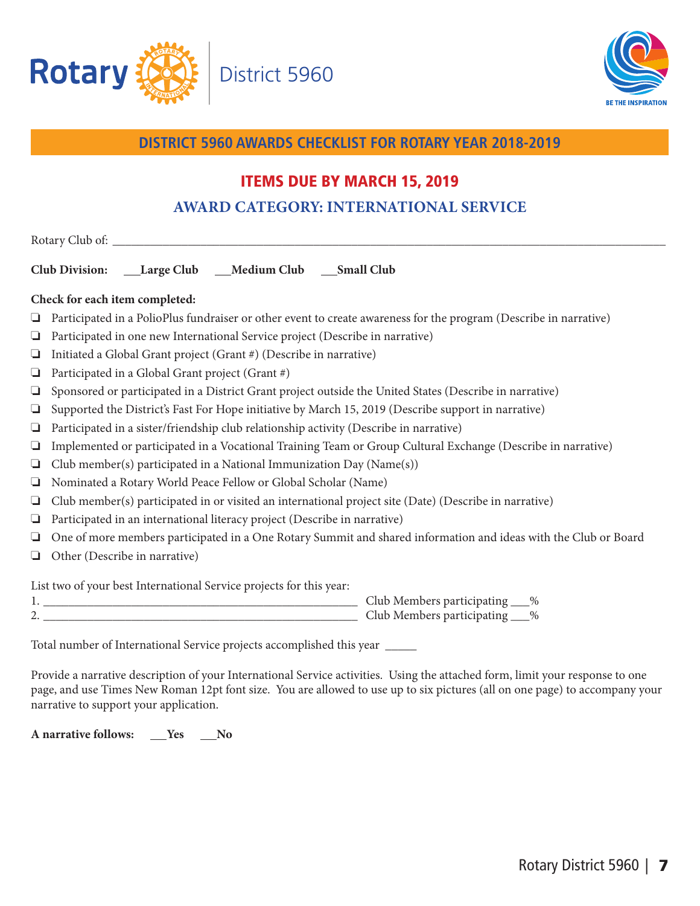Rotary District 5960

BE THE INSPIRATION

## DISTRICT 5960 AWARDS CHECKLIST FOR ROTARY YEAR 2018-2019

### ITEMS DUE BY MARCH 15, 2019

### AWARD CATEGORY: INTERNATIONAL SERVICE

Rotary Club of: ___________________________________________________________________________

**Club Division:** **___Large Club** **___Medium Club** **___Small Club**

**Check for each item completed:**

- ❏ Participated in a PolioPlus fundraiser or other event to create awareness for the program (Describe in narrative)
- ❏ Participated in one new International Service project (Describe in narrative)
- ❏ Initiated a Global Grant project (Grant #) (Describe in narrative)
- ❏ Participated in a Global Grant project (Grant #)
- ❏ Sponsored or participated in a District Grant project outside the United States (Describe in narrative)
- ❏ Supported the District's Fast For Hope initiative by March 15, 2019 (Describe support in narrative)
- ❏ Participated in a sister/friendship club relationship activity (Describe in narrative)
- ❏ Implemented or participated in a Vocational Training Team or Group Cultural Exchange (Describe in narrative)
- ❏ Club member(s) participated in a National Immunization Day (Name(s))
- ❏ Nominated a Rotary World Peace Fellow or Global Scholar (Name)
- ❏ Club member(s) participated in or visited an international project site (Date) (Describe in narrative)
- ❏ Participated in an international literacy project (Describe in narrative)
- ❏ One of more members participated in a One Rotary Summit and shared information and ideas with the Club or Board
- ❏ Other (Describe in narrative)

List two of your best International Service projects for this year:

1. _____________________________________________________ Club Members participating ___%
2. _____________________________________________________ Club Members participating ___%

Total number of International Service projects accomplished this year _____

Provide a narrative description of your International Service activities. Using the attached form, limit your response to one page, and use Times New Roman 12pt font size. You are allowed to use up to six pictures (all on one page) to accompany your narrative to support your application.

**A narrative follows:** **___Yes** **___No**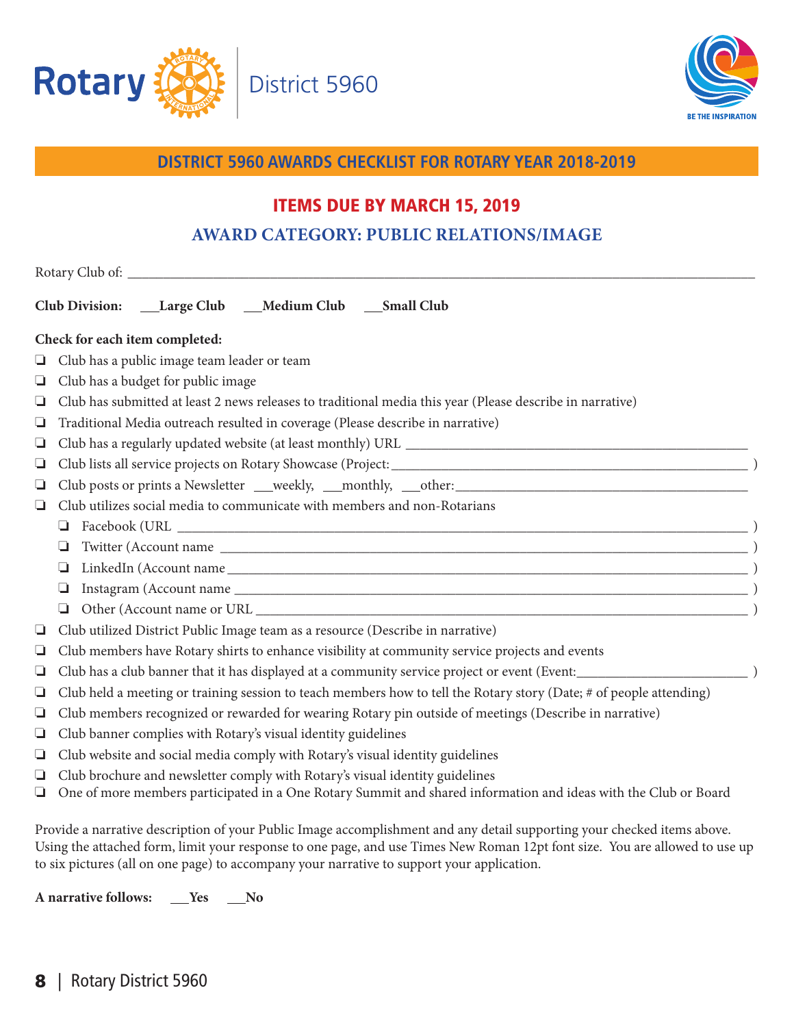Rotary District 5960

BE THE INSPIRATION

## DISTRICT 5960 AWARDS CHECKLIST FOR ROTARY YEAR 2018-2019

### ITEMS DUE BY MARCH 15, 2019

### AWARD CATEGORY: PUBLIC RELATIONS/IMAGE

Rotary Club of: ___________________________________________________________________________

**Club Division:** **___Large Club** **___Medium Club** **___Small Club**

**Check for each item completed:**

- ❏ Club has a public image team leader or team
- ❏ Club has a budget for public image
- ❏ Club has submitted at least 2 news releases to traditional media this year (Please describe in narrative)
- ❏ Traditional Media outreach resulted in coverage (Please describe in narrative)
- ❏ Club has a regularly updated website (at least monthly) URL ___________________________________
- ❏ Club lists all service projects on Rotary Showcase (Project: ___________________________________ )
- ❏ Club posts or prints a Newsletter ___weekly, ___monthly, ___other: ____________________________
- ❏ Club utilizes social media to communicate with members and non-Rotarians
  - ❏ Facebook (URL ___________________________________ )
  - ❏ Twitter (Account name ___________________________________ )
  - ❏ LinkedIn (Account name ___________________________________ )
  - ❏ Instagram (Account name ___________________________________ )
  - ❏ Other (Account name or URL ___________________________________ )
- ❏ Club utilized District Public Image team as a resource (Describe in narrative)
- ❏ Club members have Rotary shirts to enhance visibility at community service projects and events
- ❏ Club has a club banner that it has displayed at a community service project or event (Event:________________ )
- ❏ Club held a meeting or training session to teach members how to tell the Rotary story (Date; # of people attending)
- ❏ Club members recognized or rewarded for wearing Rotary pin outside of meetings (Describe in narrative)
- ❏ Club banner complies with Rotary's visual identity guidelines
- ❏ Club website and social media comply with Rotary's visual identity guidelines
- ❏ Club brochure and newsletter comply with Rotary's visual identity guidelines
- ❏ One of more members participated in a One Rotary Summit and shared information and ideas with the Club or Board

Provide a narrative description of your Public Image accomplishment and any detail supporting your checked items above. Using the attached form, limit your response to one page, and use Times New Roman 12pt font size. You are allowed to use up to six pictures (all on one page) to accompany your narrative to support your application.

**A narrative follows:** **___Yes** **___No**